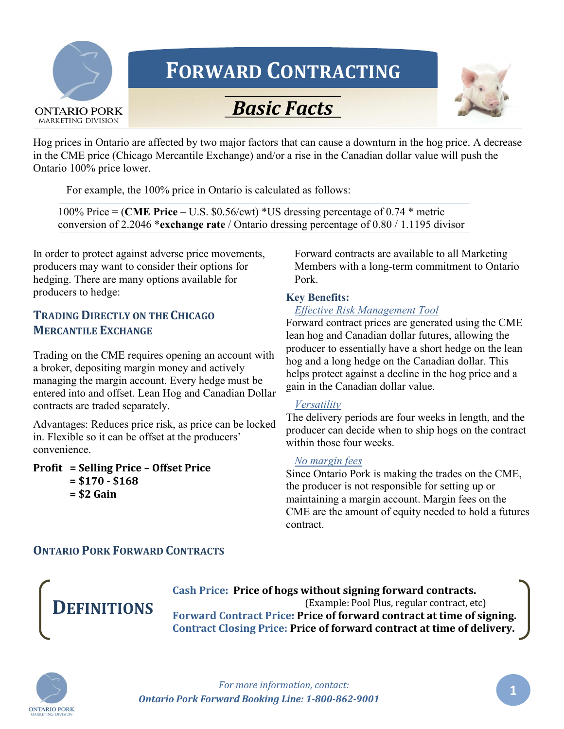# FORWARD CONTRACTING

## *Basic Facts*

Hog prices in Ontario are affected by two major factors that can cause a downturn in the hog price. A decrease in the CME price (Chicago Mercantile Exchange) and/or a rise in the Canadian dollar value will push the Ontario 100% price lower.

For example, the 100% price in Ontario is calculated as follows:

100% Price = (**CME Price** – U.S. $0.56/cwt) *US dressing percentage of 0.74 * metric conversion of 2.2046 ***exchange rate** / Ontario dressing percentage of 0.80 / 1.1195 divisor

In order to protect against adverse price movements, producers may want to consider their options for hedging. There are many options available for producers to hedge:

### TRADING DIRECTLY ON THE CHICAGO MERCANTILE EXCHANGE

Trading on the CME requires opening an account with a broker, depositing margin money and actively managing the margin account. Every hedge must be entered into and offset. Lean Hog and Canadian Dollar contracts are traded separately.

Advantages: Reduces price risk, as price can be locked in. Flexible so it can be offset at the producers' convenience.

**Profit = Selling Price – Offset Price**
**= $170 - $168**
**= $2 Gain**

Forward contracts are available to all Marketing Members with a long-term commitment to Ontario Pork.

**Key Benefits:**

*Effective Risk Management Tool*

Forward contract prices are generated using the CME lean hog and Canadian dollar futures, allowing the producer to essentially have a short hedge on the lean hog and a long hedge on the Canadian dollar. This helps protect against a decline in the hog price and a gain in the Canadian dollar value.

*Versatility*

The delivery periods are four weeks in length, and the producer can decide when to ship hogs on the contract within those four weeks.

*No margin fees*

Since Ontario Pork is making the trades on the CME, the producer is not responsible for setting up or maintaining a margin account. Margin fees on the CME are the amount of equity needed to hold a futures contract.

### ONTARIO PORK FORWARD CONTRACTS

**DEFINITIONS**

**Cash Price: Price of hogs without signing forward contracts.** (Example: Pool Plus, regular contract, etc)

**Forward Contract Price: Price of forward contract at time of signing.**

**Contract Closing Price: Price of forward contract at time of delivery.**

*For more information, contact:*
***Ontario Pork Forward Booking Line: 1-800-862-9001***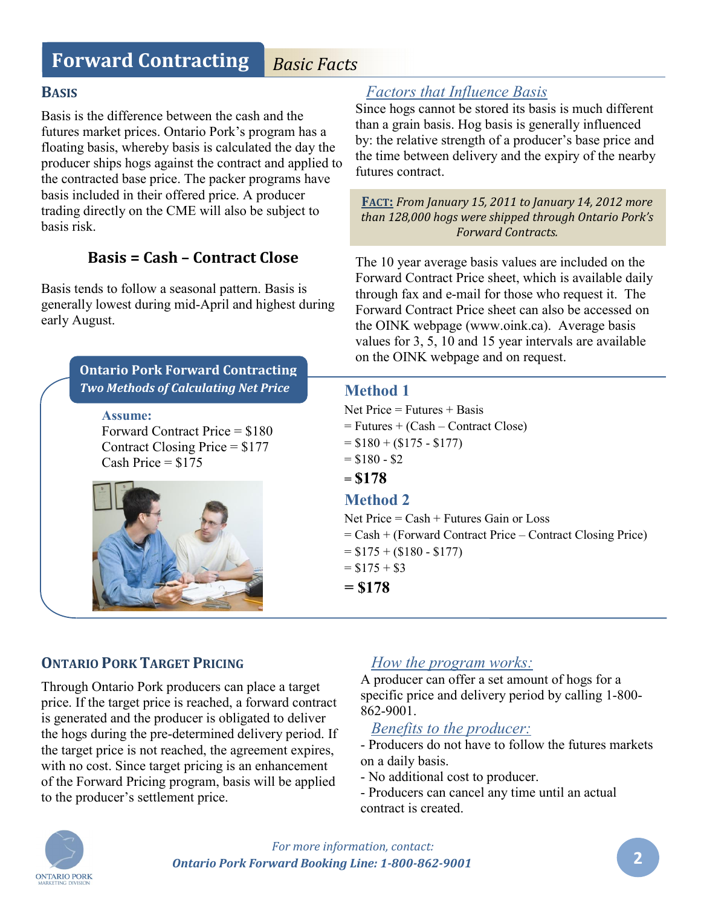# Forward Contracting *Basic Facts*

## Basis

Basis is the difference between the cash and the futures market prices. Ontario Pork's program has a floating basis, whereby basis is calculated the day the producer ships hogs against the contract and applied to the contracted base price. The packer programs have basis included in their offered price. A producer trading directly on the CME will also be subject to basis risk.

**Basis = Cash – Contract Close**

Basis tends to follow a seasonal pattern. Basis is generally lowest during mid-April and highest during early August.

### *Factors that Influence Basis*

Since hogs cannot be stored its basis is much different than a grain basis. Hog basis is generally influenced by: the relative strength of a producer's base price and the time between delivery and the expiry of the nearby futures contract.

> **FACT:** *From January 15, 2011 to January 14, 2012 more than 128,000 hogs were shipped through Ontario Pork's Forward Contracts.*

The 10 year average basis values are included on the Forward Contract Price sheet, which is available daily through fax and e-mail for those who request it. The Forward Contract Price sheet can also be accessed on the OINK webpage (www.oink.ca). Average basis values for 3, 5, 10 and 15 year intervals are available on the OINK webpage and on request.

## Ontario Pork Forward Contracting

*Two Methods of Calculating Net Price*

**Assume:**
Forward Contract Price = $180
Contract Closing Price = $177
Cash Price = $175

### Method 1

Net Price = Futures + Basis
= Futures + (Cash – Contract Close)
= $180 + ($175 - $177)
= $180 - $2
**= $178**

### Method 2

Net Price = Cash + Futures Gain or Loss
= Cash + (Forward Contract Price – Contract Closing Price)
= $175 + ($180 - $177)
= $175 + $3
**= $178**

## Ontario Pork Target Pricing

Through Ontario Pork producers can place a target price. If the target price is reached, a forward contract is generated and the producer is obligated to deliver the hogs during the pre-determined delivery period. If the target price is not reached, the agreement expires, with no cost. Since target pricing is an enhancement of the Forward Pricing program, basis will be applied to the producer's settlement price.

### *How the program works:*

A producer can offer a set amount of hogs for a specific price and delivery period by calling 1-800-862-9001.

### *Benefits to the producer:*

- Producers do not have to follow the futures markets on a daily basis.
- No additional cost to producer.
- Producers can cancel any time until an actual contract is created.

*For more information, contact:*
***Ontario Pork Forward Booking Line: 1-800-862-9001***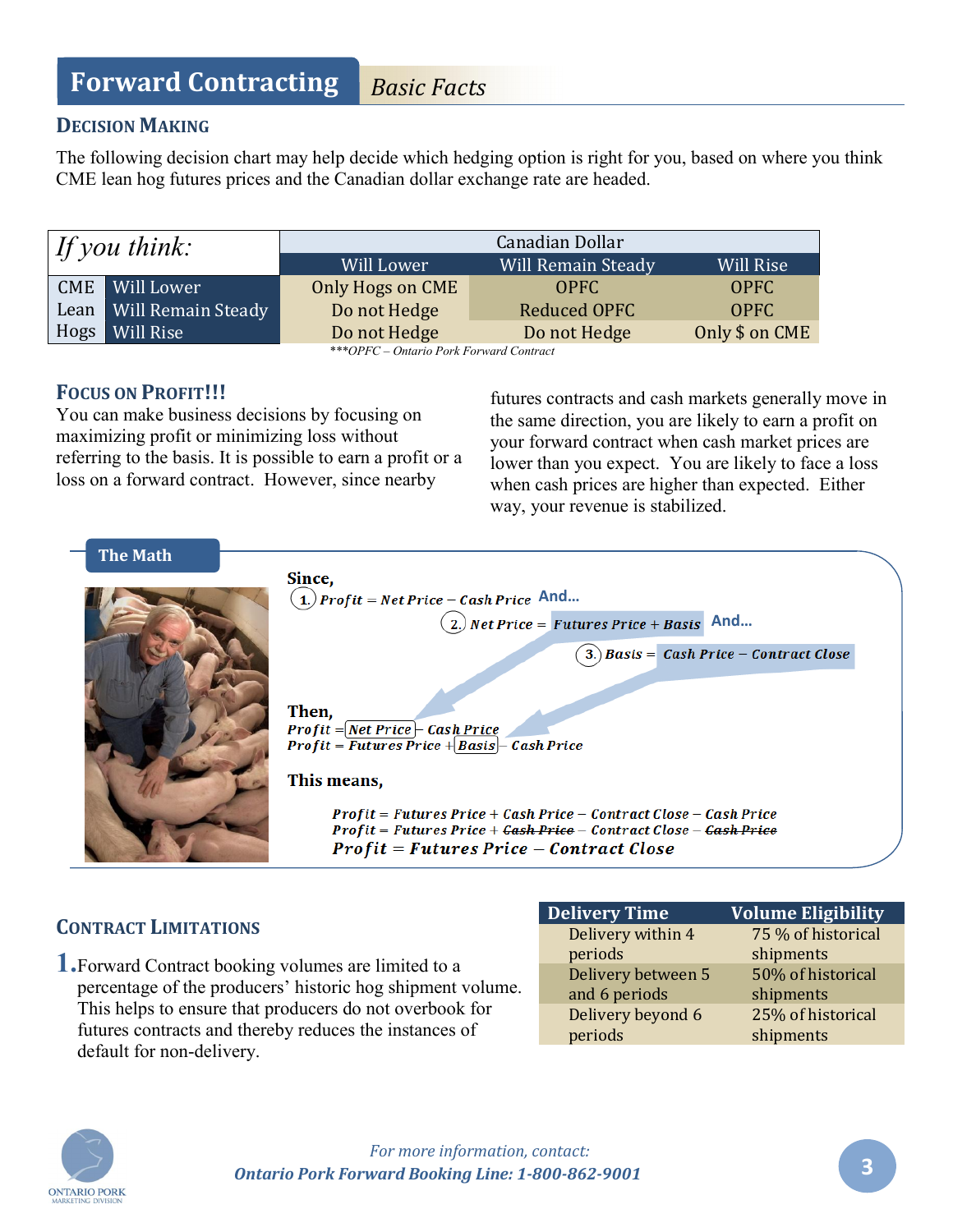# Forward Contracting *Basic Facts*

## Decision Making

The following decision chart may help decide which hedging option is right for you, based on where you think CME lean hog futures prices and the Canadian dollar exchange rate are headed.

| *If you think:* | | Canadian Dollar | | |
|---|---|---|---|---|
| | | Will Lower | Will Remain Steady | Will Rise |
| CME Lean Hogs | Will Lower | Only Hogs on CME | OPFC | OPFC |
| | Will Remain Steady | Do not Hedge | Reduced OPFC | OPFC |
| | Will Rise | Do not Hedge | Do not Hedge | Only $ on CME |

****OPFC – Ontario Pork Forward Contract*

## Focus on Profit!!!

You can make business decisions by focusing on maximizing profit or minimizing loss without referring to the basis. It is possible to earn a profit or a loss on a forward contract. However, since nearby futures contracts and cash markets generally move in the same direction, you are likely to earn a profit on your forward contract when cash market prices are lower than you expect. You are likely to face a loss when cash prices are higher than expected. Either way, your revenue is stabilized.

### The Math

**Since,**

1. $Profit = Net\ Price - Cash\ Price$ **And...**
2. $Net\ Price = Futures\ Price + Basis$ **And...**
3. $Basis = Cash\ Price - Contract\ Close$

**Then,**

$$Profit = Net\ Price - Cash\ Price$$
$$Profit = Futures\ Price + Basis - Cash\ Price$$

**This means,**

$$Profit = Futures\ Price + Cash\ Price - Contract\ Close - Cash\ Price$$
$$Profit = Futures\ Price + \cancel{Cash\ Price} - Contract\ Close - \cancel{Cash\ Price}$$
$$Profit = Futures\ Price - Contract\ Close$$

## Contract Limitations

1. Forward Contract booking volumes are limited to a percentage of the producers' historic hog shipment volume. This helps to ensure that producers do not overbook for futures contracts and thereby reduces the instances of default for non-delivery.

| Delivery Time | Volume Eligibility |
|---|---|
| Delivery within 4 periods | 75 % of historical shipments |
| Delivery between 5 and 6 periods | 50% of historical shipments |
| Delivery beyond 6 periods | 25% of historical shipments |

*For more information, contact:*
***Ontario Pork Forward Booking Line: 1-800-862-9001***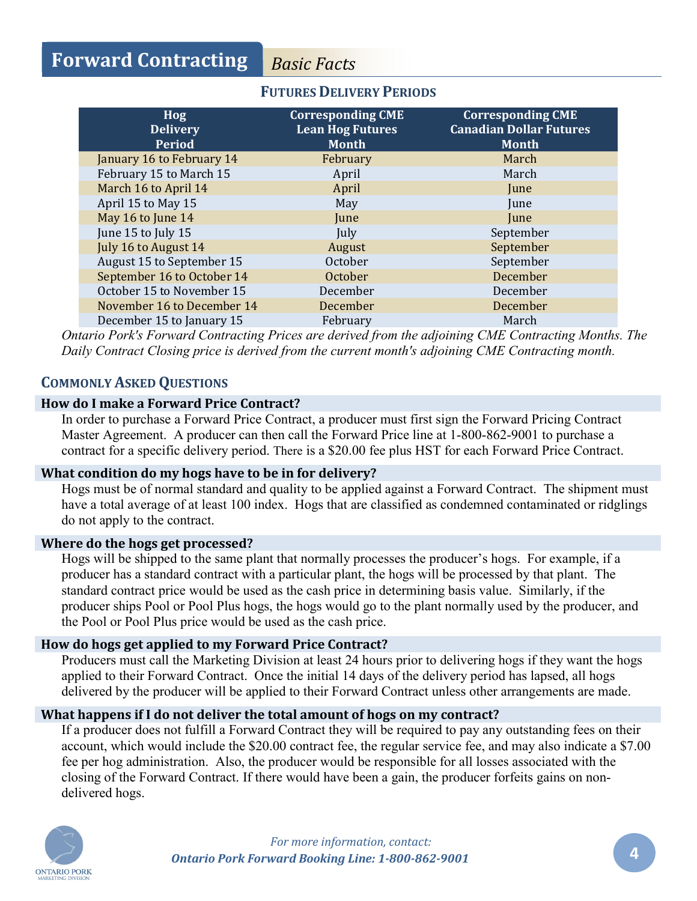# Forward Contracting *Basic Facts*

## Futures Delivery Periods

| Hog Delivery Period | Corresponding CME Lean Hog Futures Month | Corresponding CME Canadian Dollar Futures Month |
|---|---|---|
| January 16 to February 14 | February | March |
| February 15 to March 15 | April | March |
| March 16 to April 14 | April | June |
| April 15 to May 15 | May | June |
| May 16 to June 14 | June | June |
| June 15 to July 15 | July | September |
| July 16 to August 14 | August | September |
| August 15 to September 15 | October | September |
| September 16 to October 14 | October | December |
| October 15 to November 15 | December | December |
| November 16 to December 14 | December | December |
| December 15 to January 15 | February | March |

*Ontario Pork's Forward Contracting Prices are derived from the adjoining CME Contracting Months. The Daily Contract Closing price is derived from the current month's adjoining CME Contracting month.*

## Commonly Asked Questions

### How do I make a Forward Price Contract?

In order to purchase a Forward Price Contract, a producer must first sign the Forward Pricing Contract Master Agreement. A producer can then call the Forward Price line at 1-800-862-9001 to purchase a contract for a specific delivery period. There is a $20.00 fee plus HST for each Forward Price Contract.

### What condition do my hogs have to be in for delivery?

Hogs must be of normal standard and quality to be applied against a Forward Contract. The shipment must have a total average of at least 100 index. Hogs that are classified as condemned contaminated or ridglings do not apply to the contract.

### Where do the hogs get processed?

Hogs will be shipped to the same plant that normally processes the producer's hogs. For example, if a producer has a standard contract with a particular plant, the hogs will be processed by that plant. The standard contract price would be used as the cash price in determining basis value. Similarly, if the producer ships Pool or Pool Plus hogs, the hogs would go to the plant normally used by the producer, and the Pool or Pool Plus price would be used as the cash price.

### How do hogs get applied to my Forward Price Contract?

Producers must call the Marketing Division at least 24 hours prior to delivering hogs if they want the hogs applied to their Forward Contract. Once the initial 14 days of the delivery period has lapsed, all hogs delivered by the producer will be applied to their Forward Contract unless other arrangements are made.

### What happens if I do not deliver the total amount of hogs on my contract?

If a producer does not fulfill a Forward Contract they will be required to pay any outstanding fees on their account, which would include the $20.00 contract fee, the regular service fee, and may also indicate a $7.00 fee per hog administration. Also, the producer would be responsible for all losses associated with the closing of the Forward Contract. If there would have been a gain, the producer forfeits gains on non-delivered hogs.

*For more information, contact:*

***Ontario Pork Forward Booking Line: 1-800-862-9001***

ONTARIO PORK MARKETING DIVISION